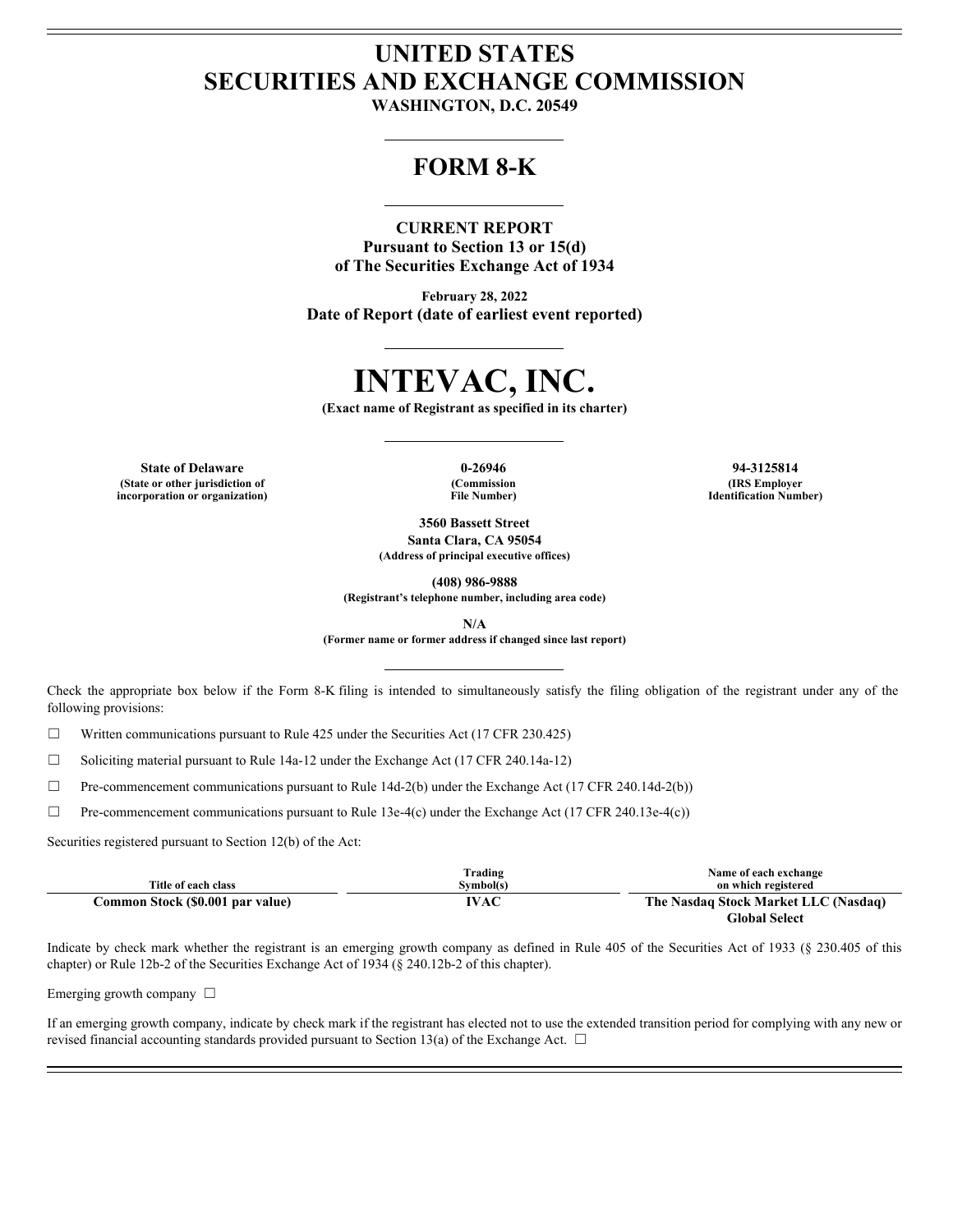# UNITED STATES
# SECURITIES AND EXCHANGE COMMISSION

**WASHINGTON, D.C. 20549**

## FORM 8-K

**CURRENT REPORT**
**Pursuant to Section 13 or 15(d)**
**of The Securities Exchange Act of 1934**

**February 28, 2022**
**Date of Report (date of earliest event reported)**

# INTEVAC, INC.

**(Exact name of Registrant as specified in its charter)**

| State of Delaware | 0-26946 | 94-3125814 |
|---|---|---|
| (State or other jurisdiction of incorporation or organization) | (Commission File Number) | (IRS Employer Identification Number) |

**3560 Bassett Street**
**Santa Clara, CA 95054**
**(Address of principal executive offices)**

**(408) 986-9888**
**(Registrant's telephone number, including area code)**

**N/A**
**(Former name or former address if changed since last report)**

Check the appropriate box below if the Form 8-K filing is intended to simultaneously satisfy the filing obligation of the registrant under any of the following provisions:

☐ Written communications pursuant to Rule 425 under the Securities Act (17 CFR 230.425)

☐ Soliciting material pursuant to Rule 14a-12 under the Exchange Act (17 CFR 240.14a-12)

☐ Pre-commencement communications pursuant to Rule 14d-2(b) under the Exchange Act (17 CFR 240.14d-2(b))

☐ Pre-commencement communications pursuant to Rule 13e-4(c) under the Exchange Act (17 CFR 240.13e-4(c))

Securities registered pursuant to Section 12(b) of the Act:

| Title of each class | Trading Symbol(s) | Name of each exchange on which registered |
|---|---|---|
| **Common Stock ($0.001 par value)** | **IVAC** | **The Nasdaq Stock Market LLC (Nasdaq) Global Select** |

Indicate by check mark whether the registrant is an emerging growth company as defined in Rule 405 of the Securities Act of 1933 (§ 230.405 of this chapter) or Rule 12b-2 of the Securities Exchange Act of 1934 (§ 240.12b-2 of this chapter).

Emerging growth company ☐

If an emerging growth company, indicate by check mark if the registrant has elected not to use the extended transition period for complying with any new or revised financial accounting standards provided pursuant to Section 13(a) of the Exchange Act. ☐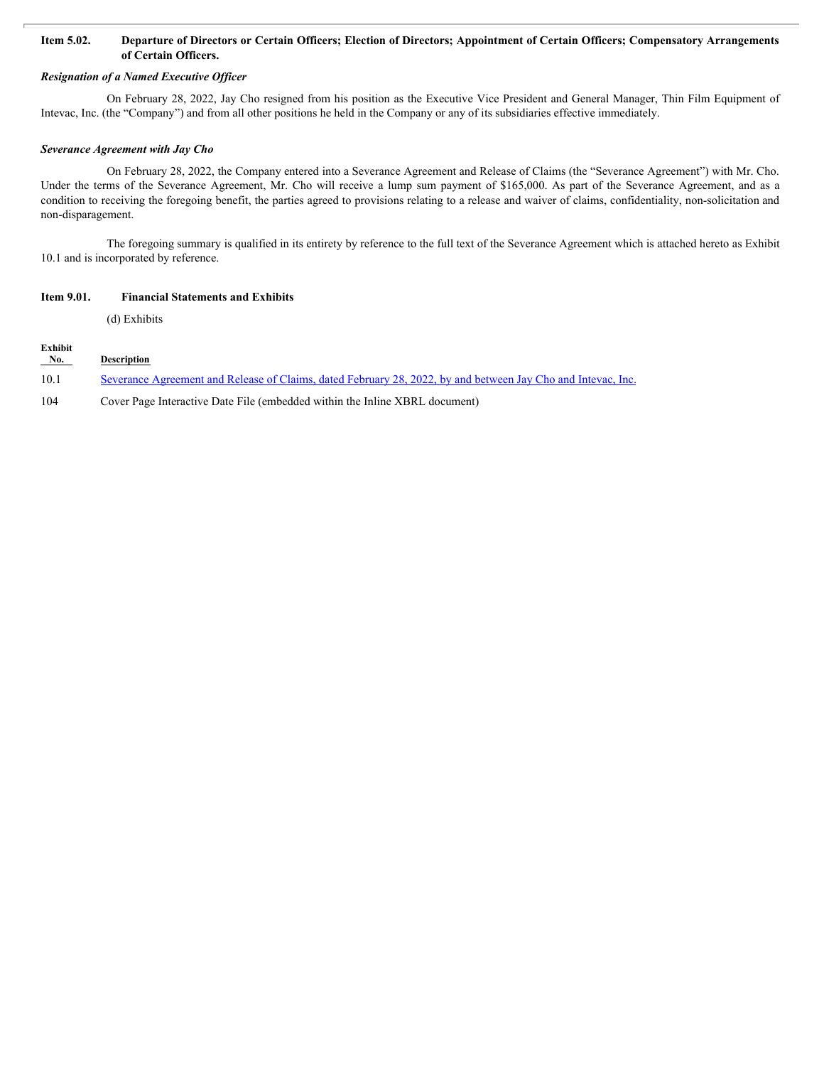## Item 5.02. Departure of Directors or Certain Officers; Election of Directors; Appointment of Certain Officers; Compensatory Arrangements of Certain Officers.

***Resignation of a Named Executive Officer***

On February 28, 2022, Jay Cho resigned from his position as the Executive Vice President and General Manager, Thin Film Equipment of Intevac, Inc. (the "Company") and from all other positions he held in the Company or any of its subsidiaries effective immediately.

***Severance Agreement with Jay Cho***

On February 28, 2022, the Company entered into a Severance Agreement and Release of Claims (the "Severance Agreement") with Mr. Cho. Under the terms of the Severance Agreement, Mr. Cho will receive a lump sum payment of $165,000. As part of the Severance Agreement, and as a condition to receiving the foregoing benefit, the parties agreed to provisions relating to a release and waiver of claims, confidentiality, non-solicitation and non-disparagement.

The foregoing summary is qualified in its entirety by reference to the full text of the Severance Agreement which is attached hereto as Exhibit 10.1 and is incorporated by reference.

## Item 9.01. Financial Statements and Exhibits

(d) Exhibits

| Exhibit No. | Description |
|---|---|
| 10.1 | Severance Agreement and Release of Claims, dated February 28, 2022, by and between Jay Cho and Intevac, Inc. |
| 104 | Cover Page Interactive Date File (embedded within the Inline XBRL document) |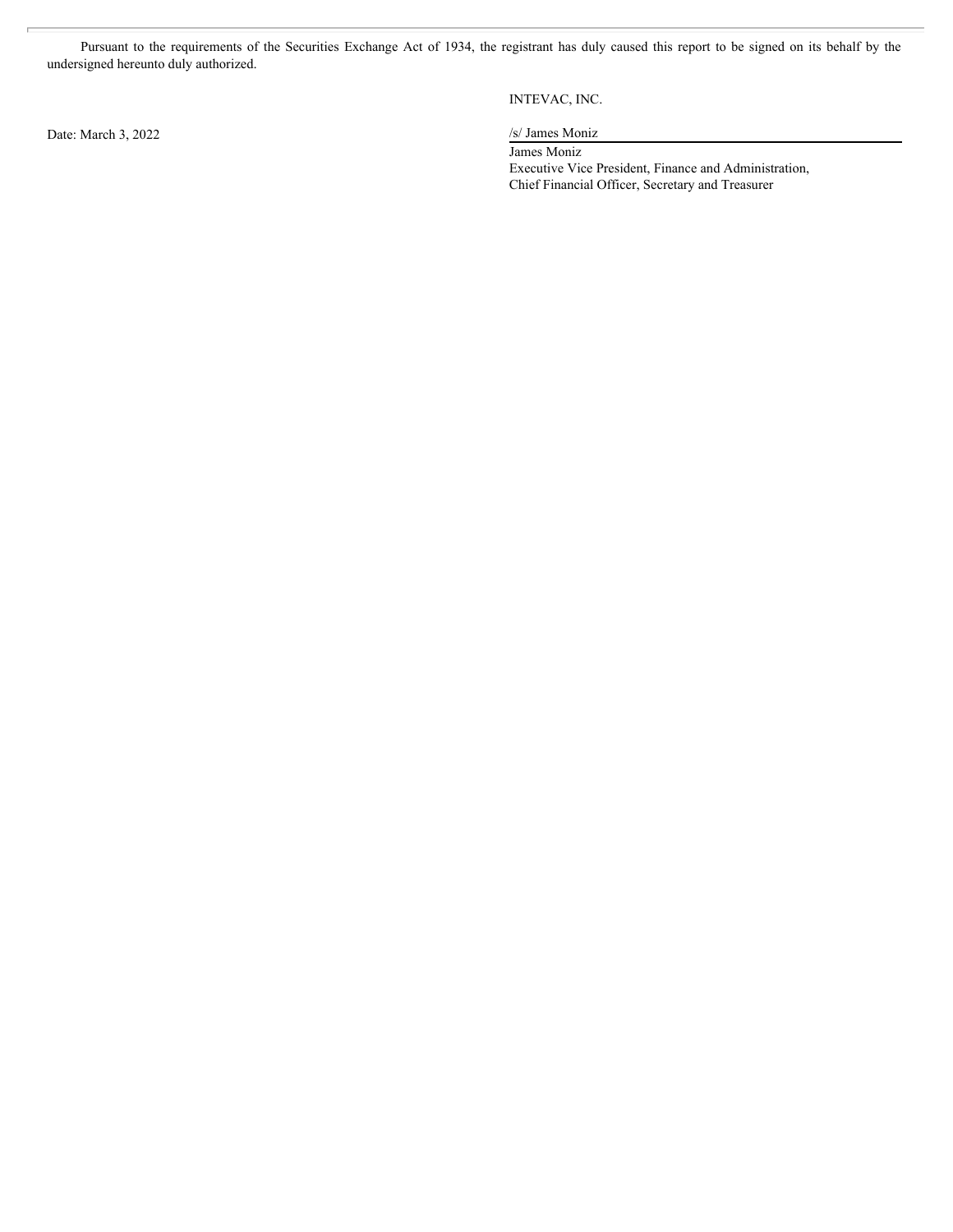Pursuant to the requirements of the Securities Exchange Act of 1934, the registrant has duly caused this report to be signed on its behalf by the undersigned hereunto duly authorized.

INTEVAC, INC.

Date: March 3, 2022

/s/ James Moniz

James Moniz
Executive Vice President, Finance and Administration,
Chief Financial Officer, Secretary and Treasurer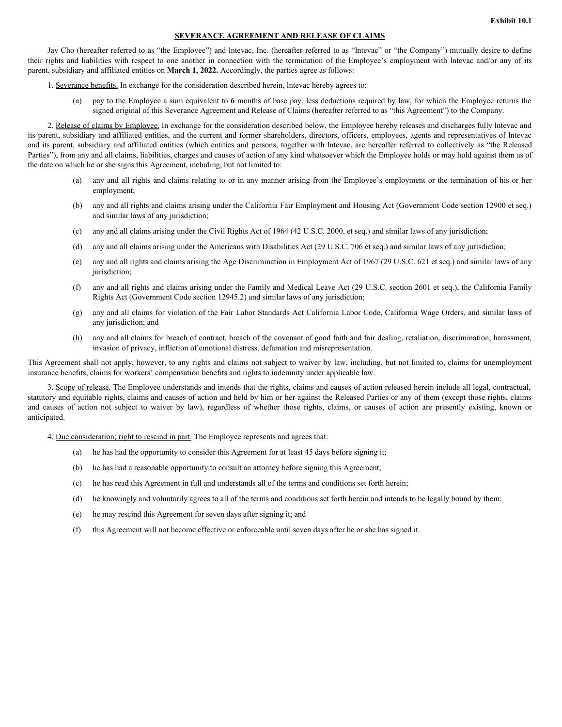**Exhibit 10.1**

## SEVERANCE AGREEMENT AND RELEASE OF CLAIMS

Jay Cho (hereafter referred to as "the Employee") and lntevac, Inc. (hereafter referred to as "lntevac" or "the Company") mutually desire to define their rights and liabilities with respect to one another in connection with the termination of the Employee's employment with lntevac and/or any of its parent, subsidiary and affiliated entities on **March 1, 2022.** Accordingly, the parties agree as follows:

1. Severance benefits. In exchange for the consideration described herein, lntevac hereby agrees to:

(a) pay to the Employee a sum equivalent to **6** months of base pay, less deductions required by law, for which the Employee returns the signed original of this Severance Agreement and Release of Claims (hereafter referred to as "this Agreement") to the Company.

2. Release of claims by Employee. In exchange for the consideration described below, the Employee hereby releases and discharges fully lntevac and its parent, subsidiary and affiliated entities, and the current and former shareholders, directors, officers, employees, agents and representatives of lntevac and its parent, subsidiary and affiliated entities (which entities and persons, together with lntevac, are hereafter referred to collectively as "the Released Parties"), from any and all claims, liabilities, charges and causes of action of any kind whatsoever which the Employee holds or may hold against them as of the date on which he or she signs this Agreement, including, but not limited to:

(a) any and all rights and claims relating to or in any manner arising from the Employee's employment or the termination of his or her employment;

(b) any and all rights and claims arising under the California Fair Employment and Housing Act (Government Code section 12900 et seq.) and similar laws of any jurisdiction;

(c) any and all claims arising under the Civil Rights Act of 1964 (42 U.S.C. 2000, et seq.) and similar laws of any jurisdiction;

(d) any and all claims arising under the Americans with Disabilities Act (29 U.S.C. 706 et seq.) and similar laws of any jurisdiction;

(e) any and all rights and claims arising the Age Discrimination in Employment Act of 1967 (29 U.S.C. 621 et seq.) and similar laws of any jurisdiction;

(f) any and all rights and claims arising under the Family and Medical Leave Act (29 U.S.C. section 2601 et seq.), the California Family Rights Act (Government Code section 12945.2) and similar laws of any jurisdiction;

(g) any and all claims for violation of the Fair Labor Standards Act California Labor Code, California Wage Orders, and similar laws of any jurisdiction; and

(h) any and all claims for breach of contract, breach of the covenant of good faith and fair dealing, retaliation, discrimination, harassment, invasion of privacy, infliction of emotional distress, defamation and misrepresentation.

This Agreement shall not apply, however, to any rights and claims not subject to waiver by law, including, but not limited to, claims for unemployment insurance benefits, claims for workers' compensation benefits and rights to indemnity under applicable law.

3. Scope of release. The Employee understands and intends that the rights, claims and causes of action released herein include all legal, contractual, statutory and equitable rights, claims and causes of action and held by him or her against the Released Parties or any of them (except those rights, claims and causes of action not subject to waiver by law), regardless of whether those rights, claims, or causes of action are presently existing, known or anticipated.

4. Due consideration; right to rescind in part. The Employee represents and agrees that:

(a) he has had the opportunity to consider this Agreement for at least 45 days before signing it;

(b) he has had a reasonable opportunity to consult an attorney before signing this Agreement;

(c) he has read this Agreement in full and understands all of the terms and conditions set forth herein;

(d) he knowingly and voluntarily agrees to all of the terms and conditions set forth herein and intends to be legally bound by them;

(e) he may rescind this Agreement for seven days after signing it; and

(f) this Agreement will not become effective or enforceable until seven days after he or she has signed it.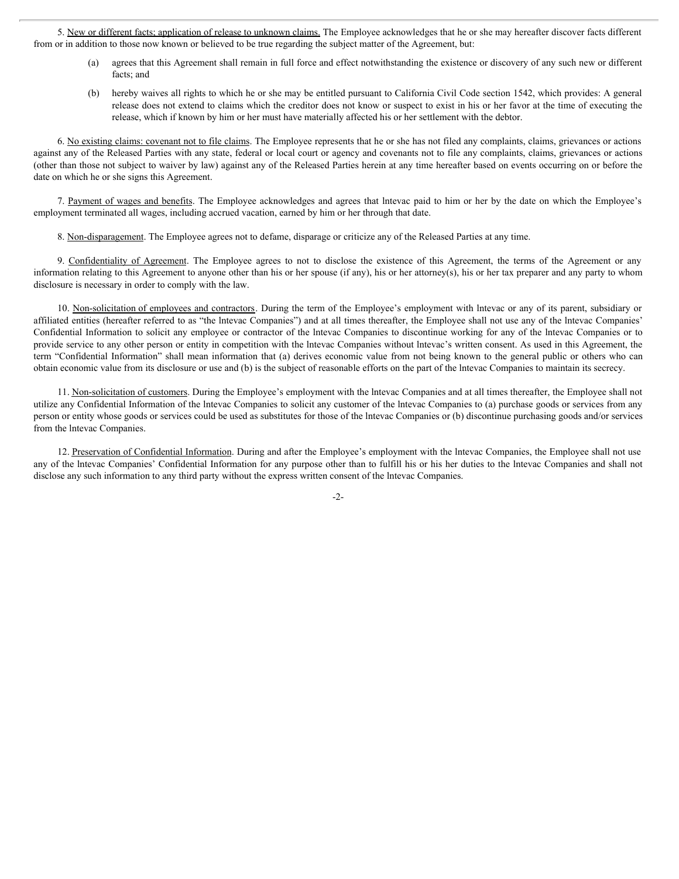5. New or different facts; application of release to unknown claims. The Employee acknowledges that he or she may hereafter discover facts different from or in addition to those now known or believed to be true regarding the subject matter of the Agreement, but:

(a) agrees that this Agreement shall remain in full force and effect notwithstanding the existence or discovery of any such new or different facts; and

(b) hereby waives all rights to which he or she may be entitled pursuant to California Civil Code section 1542, which provides: A general release does not extend to claims which the creditor does not know or suspect to exist in his or her favor at the time of executing the release, which if known by him or her must have materially affected his or her settlement with the debtor.

6. No existing claims: covenant not to file claims. The Employee represents that he or she has not filed any complaints, claims, grievances or actions against any of the Released Parties with any state, federal or local court or agency and covenants not to file any complaints, claims, grievances or actions (other than those not subject to waiver by law) against any of the Released Parties herein at any time hereafter based on events occurring on or before the date on which he or she signs this Agreement.

7. Payment of wages and benefits. The Employee acknowledges and agrees that lntevac paid to him or her by the date on which the Employee's employment terminated all wages, including accrued vacation, earned by him or her through that date.

8. Non-disparagement. The Employee agrees not to defame, disparage or criticize any of the Released Parties at any time.

9. Confidentiality of Agreement. The Employee agrees to not to disclose the existence of this Agreement, the terms of the Agreement or any information relating to this Agreement to anyone other than his or her spouse (if any), his or her attorney(s), his or her tax preparer and any party to whom disclosure is necessary in order to comply with the law.

10. Non-solicitation of employees and contractors. During the term of the Employee's employment with lntevac or any of its parent, subsidiary or affiliated entities (hereafter referred to as "the lntevac Companies") and at all times thereafter, the Employee shall not use any of the lntevac Companies' Confidential Information to solicit any employee or contractor of the lntevac Companies to discontinue working for any of the lntevac Companies or to provide service to any other person or entity in competition with the lntevac Companies without lntevac's written consent. As used in this Agreement, the term "Confidential Information" shall mean information that (a) derives economic value from not being known to the general public or others who can obtain economic value from its disclosure or use and (b) is the subject of reasonable efforts on the part of the lntevac Companies to maintain its secrecy.

11. Non-solicitation of customers. During the Employee's employment with the lntevac Companies and at all times thereafter, the Employee shall not utilize any Confidential Information of the lntevac Companies to solicit any customer of the lntevac Companies to (a) purchase goods or services from any person or entity whose goods or services could be used as substitutes for those of the lntevac Companies or (b) discontinue purchasing goods and/or services from the lntevac Companies.

12. Preservation of Confidential Information. During and after the Employee's employment with the lntevac Companies, the Employee shall not use any of the lntevac Companies' Confidential Information for any purpose other than to fulfill his or his her duties to the lntevac Companies and shall not disclose any such information to any third party without the express written consent of the lntevac Companies.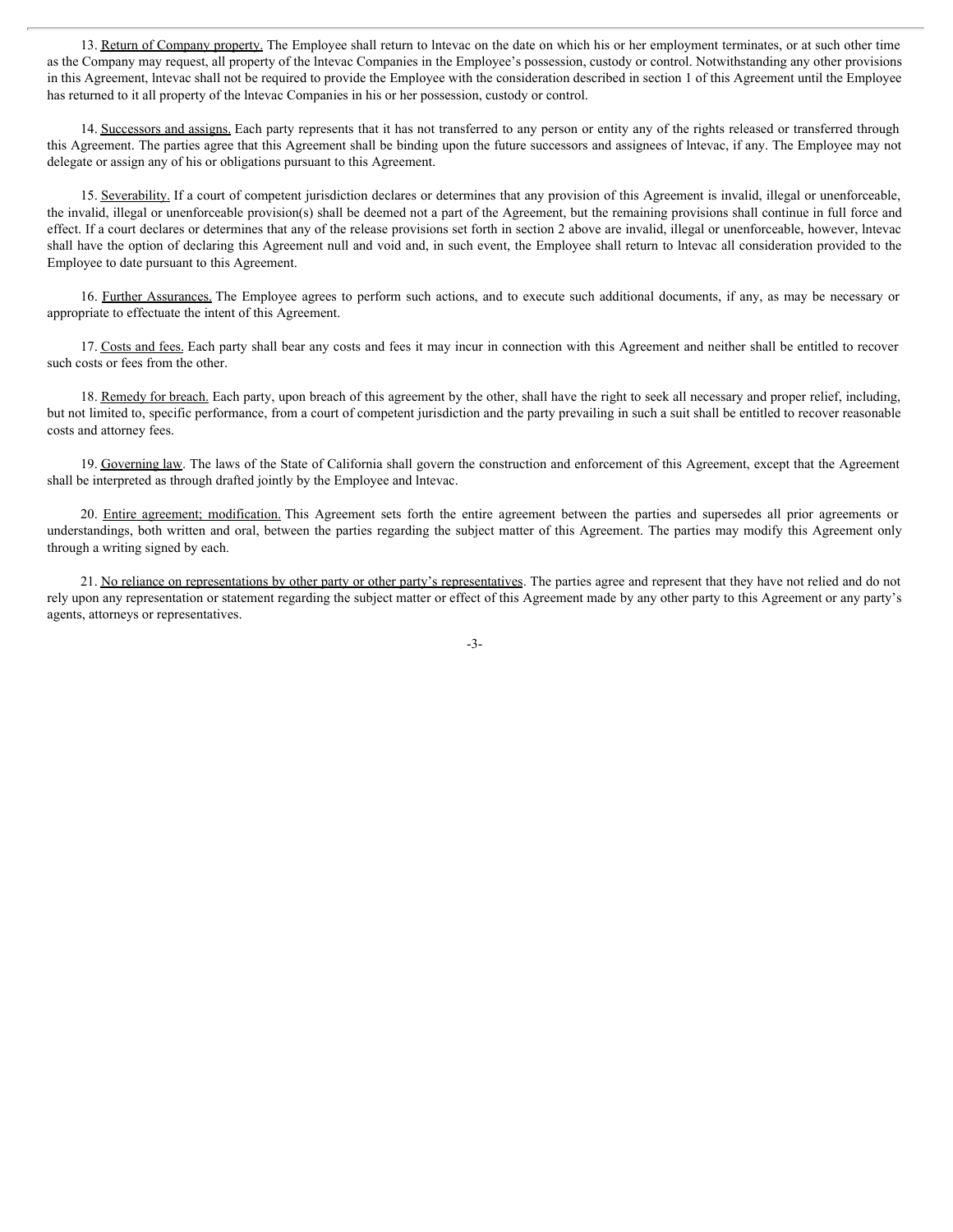13. Return of Company property. The Employee shall return to lntevac on the date on which his or her employment terminates, or at such other time as the Company may request, all property of the lntevac Companies in the Employee's possession, custody or control. Notwithstanding any other provisions in this Agreement, lntevac shall not be required to provide the Employee with the consideration described in section 1 of this Agreement until the Employee has returned to it all property of the lntevac Companies in his or her possession, custody or control.

14. Successors and assigns. Each party represents that it has not transferred to any person or entity any of the rights released or transferred through this Agreement. The parties agree that this Agreement shall be binding upon the future successors and assignees of lntevac, if any. The Employee may not delegate or assign any of his or obligations pursuant to this Agreement.

15. Severability. If a court of competent jurisdiction declares or determines that any provision of this Agreement is invalid, illegal or unenforceable, the invalid, illegal or unenforceable provision(s) shall be deemed not a part of the Agreement, but the remaining provisions shall continue in full force and effect. If a court declares or determines that any of the release provisions set forth in section 2 above are invalid, illegal or unenforceable, however, lntevac shall have the option of declaring this Agreement null and void and, in such event, the Employee shall return to lntevac all consideration provided to the Employee to date pursuant to this Agreement.

16. Further Assurances. The Employee agrees to perform such actions, and to execute such additional documents, if any, as may be necessary or appropriate to effectuate the intent of this Agreement.

17. Costs and fees. Each party shall bear any costs and fees it may incur in connection with this Agreement and neither shall be entitled to recover such costs or fees from the other.

18. Remedy for breach. Each party, upon breach of this agreement by the other, shall have the right to seek all necessary and proper relief, including, but not limited to, specific performance, from a court of competent jurisdiction and the party prevailing in such a suit shall be entitled to recover reasonable costs and attorney fees.

19. Governing law. The laws of the State of California shall govern the construction and enforcement of this Agreement, except that the Agreement shall be interpreted as through drafted jointly by the Employee and lntevac.

20. Entire agreement; modification. This Agreement sets forth the entire agreement between the parties and supersedes all prior agreements or understandings, both written and oral, between the parties regarding the subject matter of this Agreement. The parties may modify this Agreement only through a writing signed by each.

21. No reliance on representations by other party or other party's representatives. The parties agree and represent that they have not relied and do not rely upon any representation or statement regarding the subject matter or effect of this Agreement made by any other party to this Agreement or any party's agents, attorneys or representatives.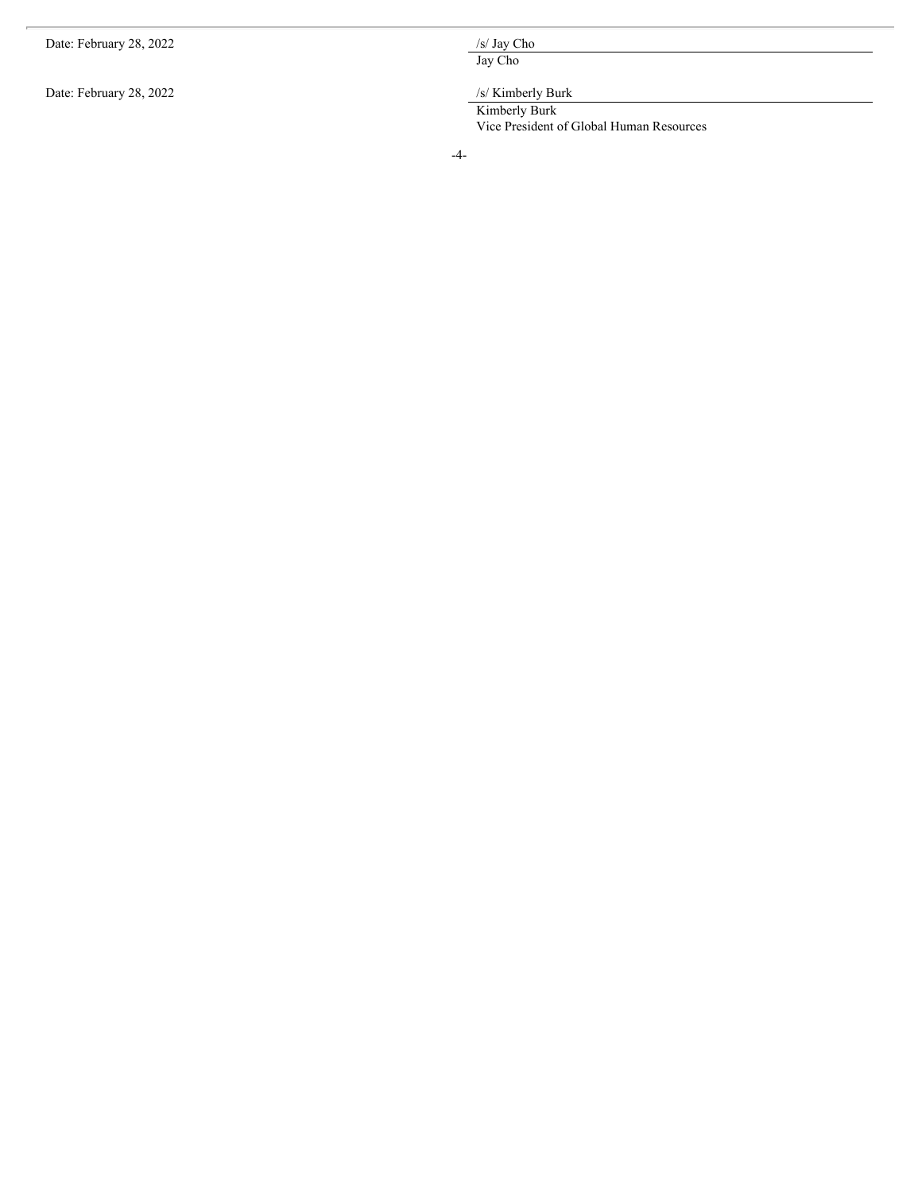Date: February 28, 2022

/s/ Jay Cho

Jay Cho

Date: February 28, 2022

/s/ Kimberly Burk

Kimberly Burk

Vice President of Global Human Resources